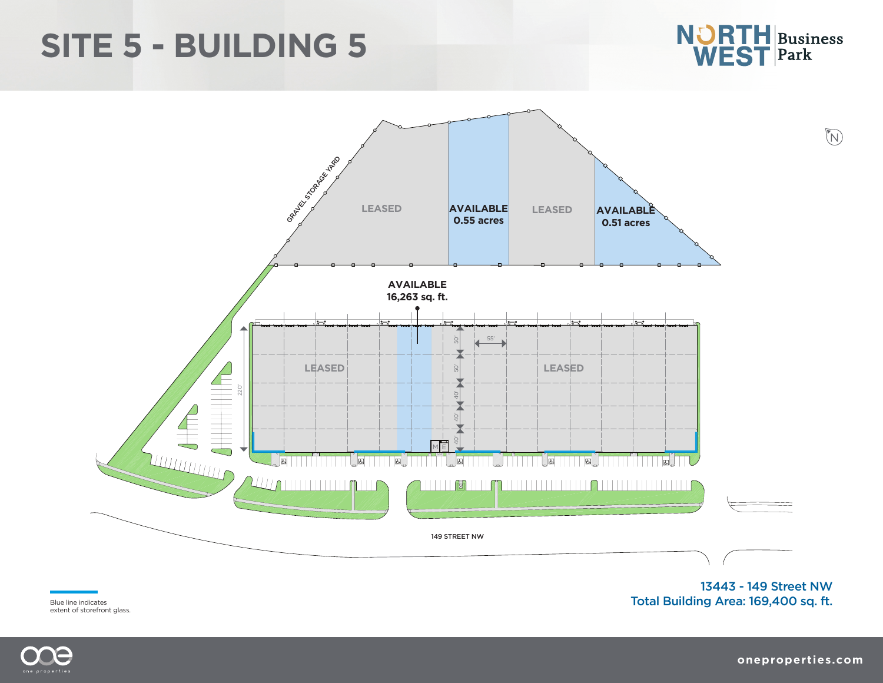# SITE 5 - BUILDING 5

NORTH WEST Business Park

GRAVEL STORAGE YARD

LEASED

**AVAILABLE**
**0.55 acres**

LEASED

**AVAILABLE**
**0.51 acres**

**AVAILABLE**
**16,263 sq. ft.**

LEASED

LEASED

55'

50'

50'

40'

40'

40'

220'

M E

149 STREET NW

Blue line indicates extent of storefront glass.

**13443 - 149 Street NW**
**Total Building Area: 169,400 sq. ft.**

one properties

oneproperties.com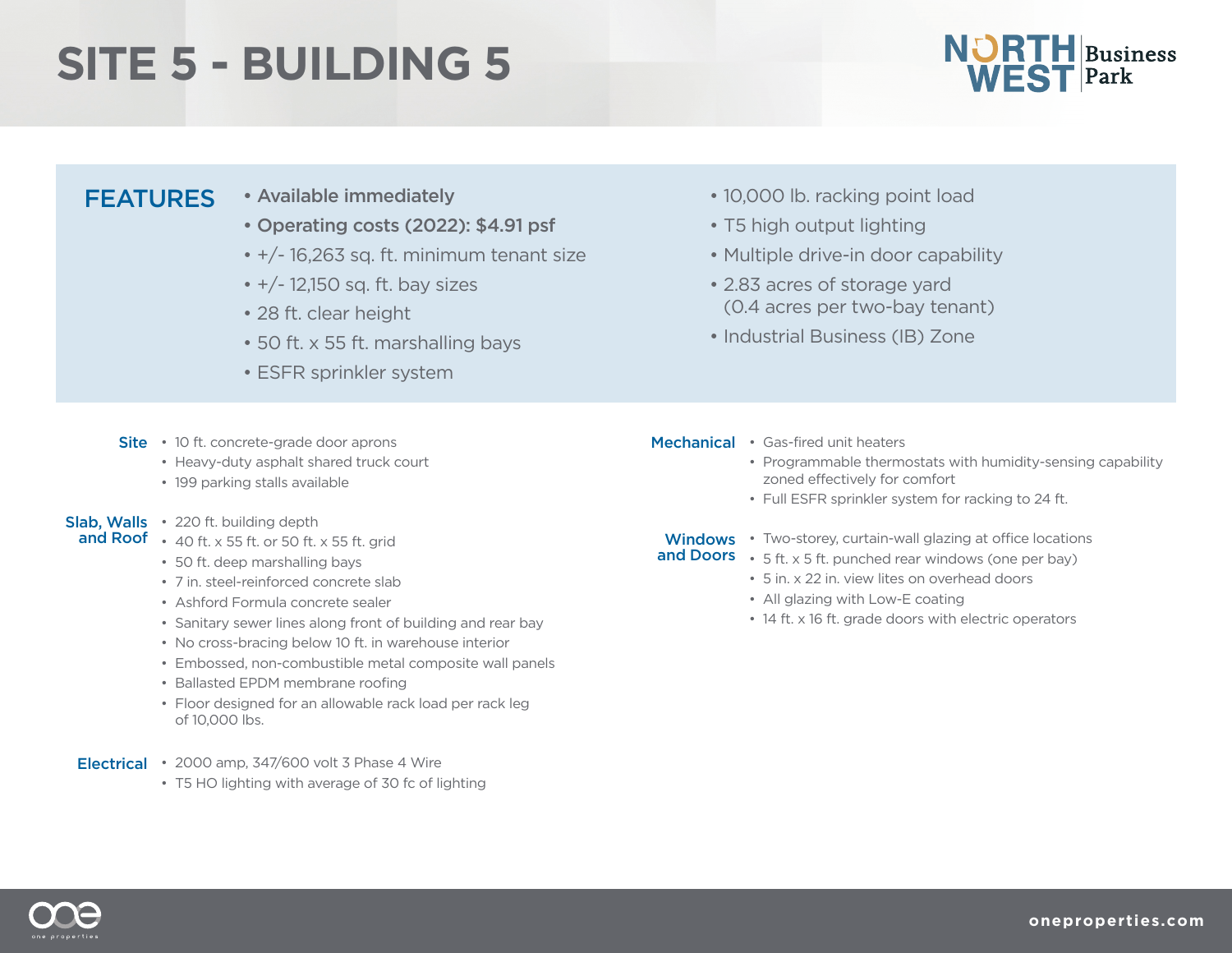# SITE 5 - BUILDING 5

NORTH WEST Business Park

## FEATURES

- **Available immediately**
- **Operating costs (2022): $4.91 psf**
- +/- 16,263 sq. ft. minimum tenant size
- +/- 12,150 sq. ft. bay sizes
- 28 ft. clear height
- 50 ft. x 55 ft. marshalling bays
- ESFR sprinkler system
- 10,000 lb. racking point load
- T5 high output lighting
- Multiple drive-in door capability
- 2.83 acres of storage yard (0.4 acres per two-bay tenant)
- Industrial Business (IB) Zone

### Site

- 10 ft. concrete-grade door aprons
- Heavy-duty asphalt shared truck court
- 199 parking stalls available

### Slab, Walls and Roof

- 220 ft. building depth
- 40 ft. x 55 ft. or 50 ft. x 55 ft. grid
- 50 ft. deep marshalling bays
- 7 in. steel-reinforced concrete slab
- Ashford Formula concrete sealer
- Sanitary sewer lines along front of building and rear bay
- No cross-bracing below 10 ft. in warehouse interior
- Embossed, non-combustible metal composite wall panels
- Ballasted EPDM membrane roofing
- Floor designed for an allowable rack load per rack leg of 10,000 lbs.

### Electrical

- 2000 amp, 347/600 volt 3 Phase 4 Wire
- T5 HO lighting with average of 30 fc of lighting

### Mechanical

- Gas-fired unit heaters
- Programmable thermostats with humidity-sensing capability zoned effectively for comfort
- Full ESFR sprinkler system for racking to 24 ft.

### Windows and Doors

- Two-storey, curtain-wall glazing at office locations
- 5 ft. x 5 ft. punched rear windows (one per bay)
- 5 in. x 22 in. view lites on overhead doors
- All glazing with Low-E coating
- 14 ft. x 16 ft. grade doors with electric operators

one properties

oneproperties.com